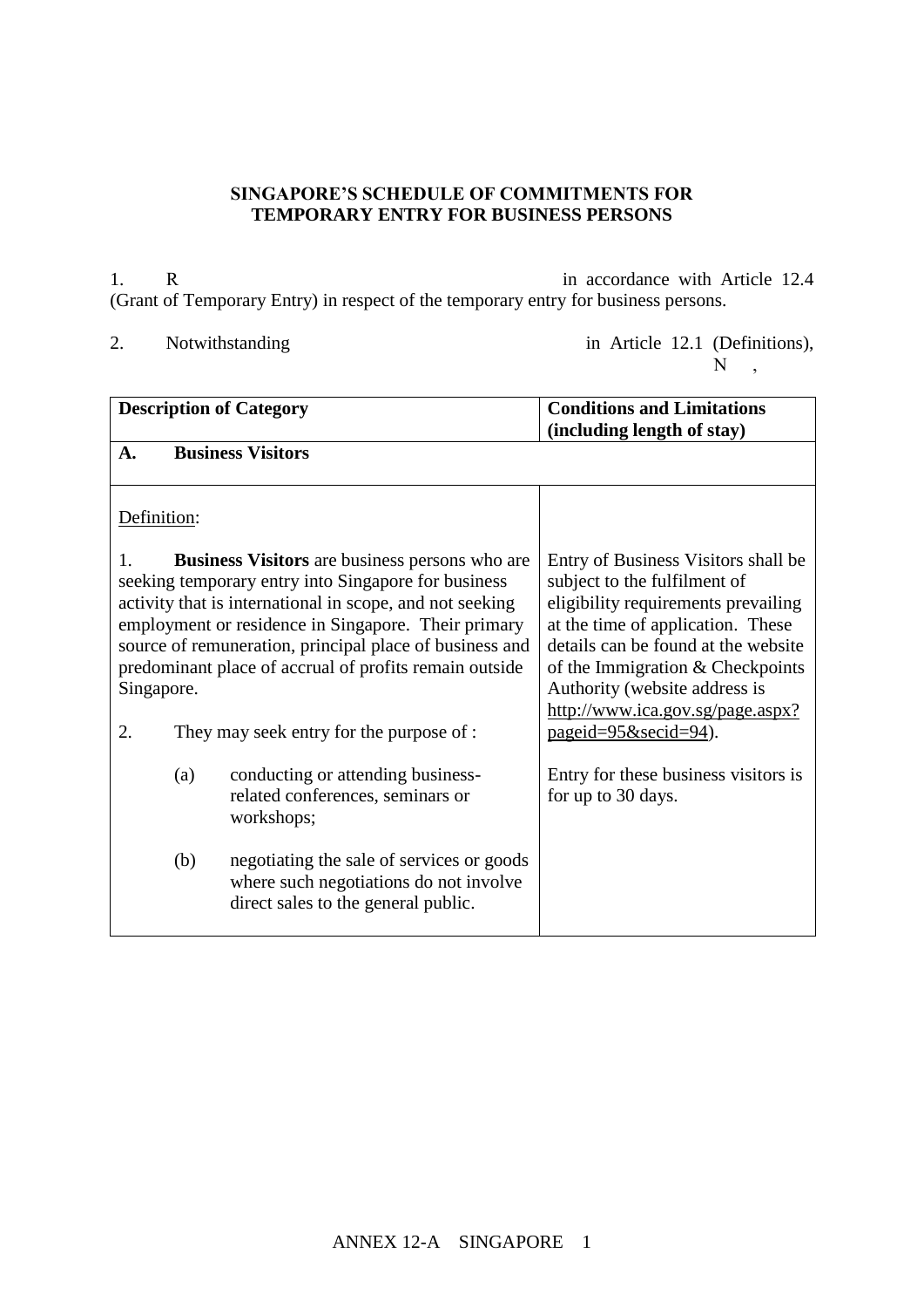**SINGAPORE'S SCHEDULE OF COMMITMENTS FOR TEMPORARY ENTRY FOR BUSINESS PERSONS**

1. R in accordance with Article 12.4 (Grant of Temporary Entry) in respect of the temporary entry for business persons.

2. Notwithstanding in Article 12.1 (Definitions), N ,

| Description of Category | Conditions and Limitations (including length of stay) |
|---|---|
| **A. Business Visitors** | |
| Definition:<br><br>1. **Business Visitors** are business persons who are seeking temporary entry into Singapore for business activity that is international in scope, and not seeking employment or residence in Singapore. Their primary source of remuneration, principal place of business and predominant place of accrual of profits remain outside Singapore.<br><br>2. They may seek entry for the purpose of :<br><br>(a) conducting or attending business-related conferences, seminars or workshops;<br><br>(b) negotiating the sale of services or goods where such negotiations do not involve direct sales to the general public. | Entry of Business Visitors shall be subject to the fulfilment of eligibility requirements prevailing at the time of application. These details can be found at the website of the Immigration & Checkpoints Authority (website address is http://www.ica.gov.sg/page.aspx?pageid=95&secid=94).<br><br>Entry for these business visitors is for up to 30 days. |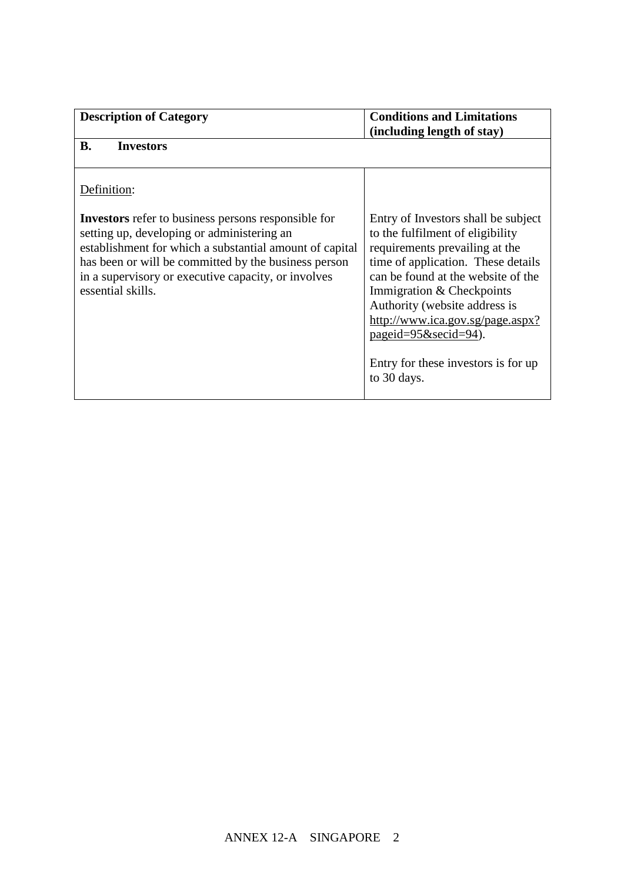| **Description of Category** | **Conditions and Limitations (including length of stay)** |
| --- | --- |
| **B. Investors** | |
| Definition:<br><br>**Investors** refer to business persons responsible for setting up, developing or administering an establishment for which a substantial amount of capital has been or will be committed by the business person in a supervisory or executive capacity, or involves essential skills. | Entry of Investors shall be subject to the fulfilment of eligibility requirements prevailing at the time of application. These details can be found at the website of the Immigration & Checkpoints Authority (website address is http://www.ica.gov.sg/page.aspx?pageid=95&secid=94).<br><br>Entry for these investors is for up to 30 days. |